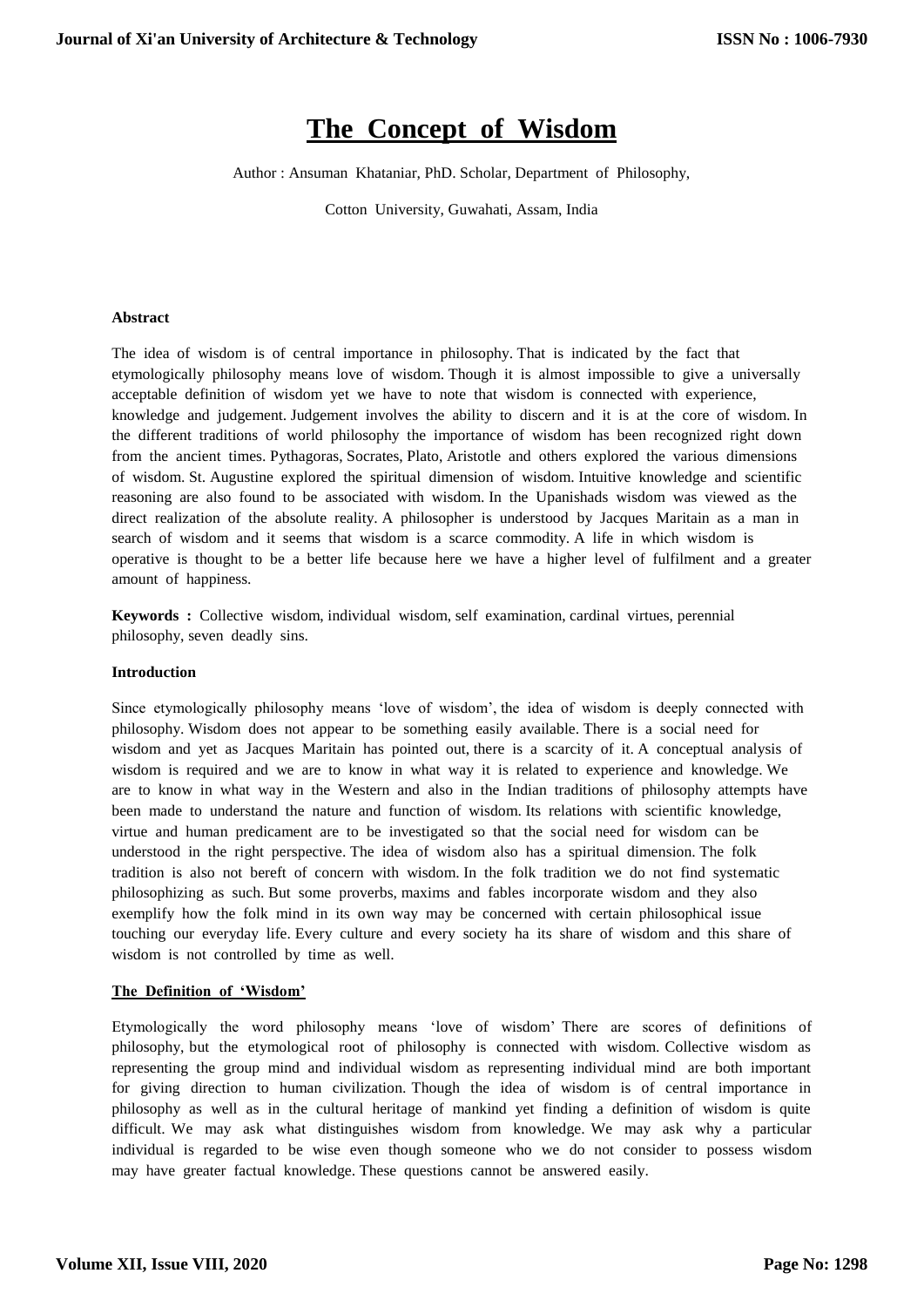# The Concept of Wisdom

Author : Ansuman Khataniar, PhD. Scholar, Department of Philosophy,

Cotton University, Guwahati, Assam, India

**Abstract**

The idea of wisdom is of central importance in philosophy. That is indicated by the fact that etymologically philosophy means love of wisdom. Though it is almost impossible to give a universally acceptable definition of wisdom yet we have to note that wisdom is connected with experience, knowledge and judgement. Judgement involves the ability to discern and it is at the core of wisdom. In the different traditions of world philosophy the importance of wisdom has been recognized right down from the ancient times. Pythagoras, Socrates, Plato, Aristotle and others explored the various dimensions of wisdom. St. Augustine explored the spiritual dimension of wisdom. Intuitive knowledge and scientific reasoning are also found to be associated with wisdom. In the Upanishads wisdom was viewed as the direct realization of the absolute reality. A philosopher is understood by Jacques Maritain as a man in search of wisdom and it seems that wisdom is a scarce commodity. A life in which wisdom is operative is thought to be a better life because here we have a higher level of fulfilment and a greater amount of happiness.

**Keywords :** Collective wisdom, individual wisdom, self examination, cardinal virtues, perennial philosophy, seven deadly sins.

**Introduction**

Since etymologically philosophy means 'love of wisdom', the idea of wisdom is deeply connected with philosophy. Wisdom does not appear to be something easily available. There is a social need for wisdom and yet as Jacques Maritain has pointed out, there is a scarcity of it. A conceptual analysis of wisdom is required and we are to know in what way it is related to experience and knowledge. We are to know in what way in the Western and also in the Indian traditions of philosophy attempts have been made to understand the nature and function of wisdom. Its relations with scientific knowledge, virtue and human predicament are to be investigated so that the social need for wisdom can be understood in the right perspective. The idea of wisdom also has a spiritual dimension. The folk tradition is also not bereft of concern with wisdom. In the folk tradition we do not find systematic philosophizing as such. But some proverbs, maxims and fables incorporate wisdom and they also exemplify how the folk mind in its own way may be concerned with certain philosophical issue touching our everyday life. Every culture and every society ha its share of wisdom and this share of wisdom is not controlled by time as well.

**The Definition of 'Wisdom'**

Etymologically the word philosophy means 'love of wisdom' There are scores of definitions of philosophy, but the etymological root of philosophy is connected with wisdom. Collective wisdom as representing the group mind and individual wisdom as representing individual mind are both important for giving direction to human civilization. Though the idea of wisdom is of central importance in philosophy as well as in the cultural heritage of mankind yet finding a definition of wisdom is quite difficult. We may ask what distinguishes wisdom from knowledge. We may ask why a particular individual is regarded to be wise even though someone who we do not consider to possess wisdom may have greater factual knowledge. These questions cannot be answered easily.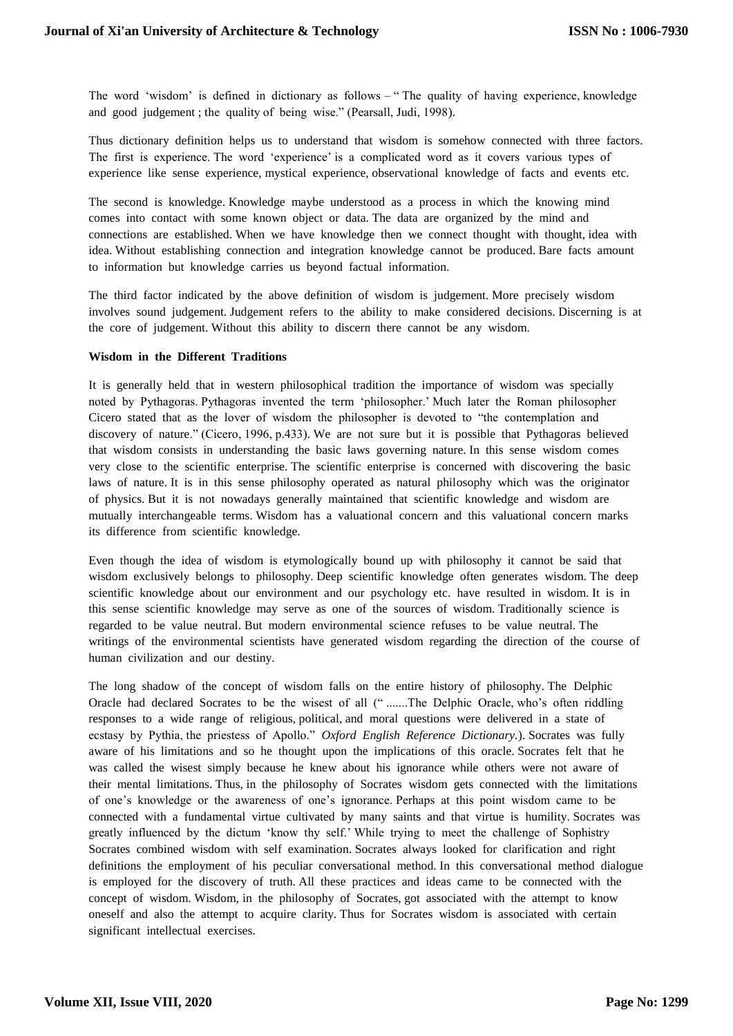The word 'wisdom' is defined in dictionary as follows – " The quality of having experience, knowledge and good judgement ; the quality of being wise." (Pearsall, Judi, 1998).

Thus dictionary definition helps us to understand that wisdom is somehow connected with three factors. The first is experience. The word 'experience' is a complicated word as it covers various types of experience like sense experience, mystical experience, observational knowledge of facts and events etc.

The second is knowledge. Knowledge maybe understood as a process in which the knowing mind comes into contact with some known object or data. The data are organized by the mind and connections are established. When we have knowledge then we connect thought with thought, idea with idea. Without establishing connection and integration knowledge cannot be produced. Bare facts amount to information but knowledge carries us beyond factual information.

The third factor indicated by the above definition of wisdom is judgement. More precisely wisdom involves sound judgement. Judgement refers to the ability to make considered decisions. Discerning is at the core of judgement. Without this ability to discern there cannot be any wisdom.

**Wisdom in the Different Traditions**

It is generally held that in western philosophical tradition the importance of wisdom was specially noted by Pythagoras. Pythagoras invented the term 'philosopher.' Much later the Roman philosopher Cicero stated that as the lover of wisdom the philosopher is devoted to "the contemplation and discovery of nature." (Cicero, 1996, p.433). We are not sure but it is possible that Pythagoras believed that wisdom consists in understanding the basic laws governing nature. In this sense wisdom comes very close to the scientific enterprise. The scientific enterprise is concerned with discovering the basic laws of nature. It is in this sense philosophy operated as natural philosophy which was the originator of physics. But it is not nowadays generally maintained that scientific knowledge and wisdom are mutually interchangeable terms. Wisdom has a valuational concern and this valuational concern marks its difference from scientific knowledge.

Even though the idea of wisdom is etymologically bound up with philosophy it cannot be said that wisdom exclusively belongs to philosophy. Deep scientific knowledge often generates wisdom. The deep scientific knowledge about our environment and our psychology etc. have resulted in wisdom. It is in this sense scientific knowledge may serve as one of the sources of wisdom. Traditionally science is regarded to be value neutral. But modern environmental science refuses to be value neutral. The writings of the environmental scientists have generated wisdom regarding the direction of the course of human civilization and our destiny.

The long shadow of the concept of wisdom falls on the entire history of philosophy. The Delphic Oracle had declared Socrates to be the wisest of all (" .......The Delphic Oracle, who's often riddling responses to a wide range of religious, political, and moral questions were delivered in a state of ecstasy by Pythia, the priestess of Apollo." *Oxford English Reference Dictionary.*). Socrates was fully aware of his limitations and so he thought upon the implications of this oracle. Socrates felt that he was called the wisest simply because he knew about his ignorance while others were not aware of their mental limitations. Thus, in the philosophy of Socrates wisdom gets connected with the limitations of one's knowledge or the awareness of one's ignorance. Perhaps at this point wisdom came to be connected with a fundamental virtue cultivated by many saints and that virtue is humility. Socrates was greatly influenced by the dictum 'know thy self.' While trying to meet the challenge of Sophistry Socrates combined wisdom with self examination. Socrates always looked for clarification and right definitions the employment of his peculiar conversational method. In this conversational method dialogue is employed for the discovery of truth. All these practices and ideas came to be connected with the concept of wisdom. Wisdom, in the philosophy of Socrates, got associated with the attempt to know oneself and also the attempt to acquire clarity. Thus for Socrates wisdom is associated with certain significant intellectual exercises.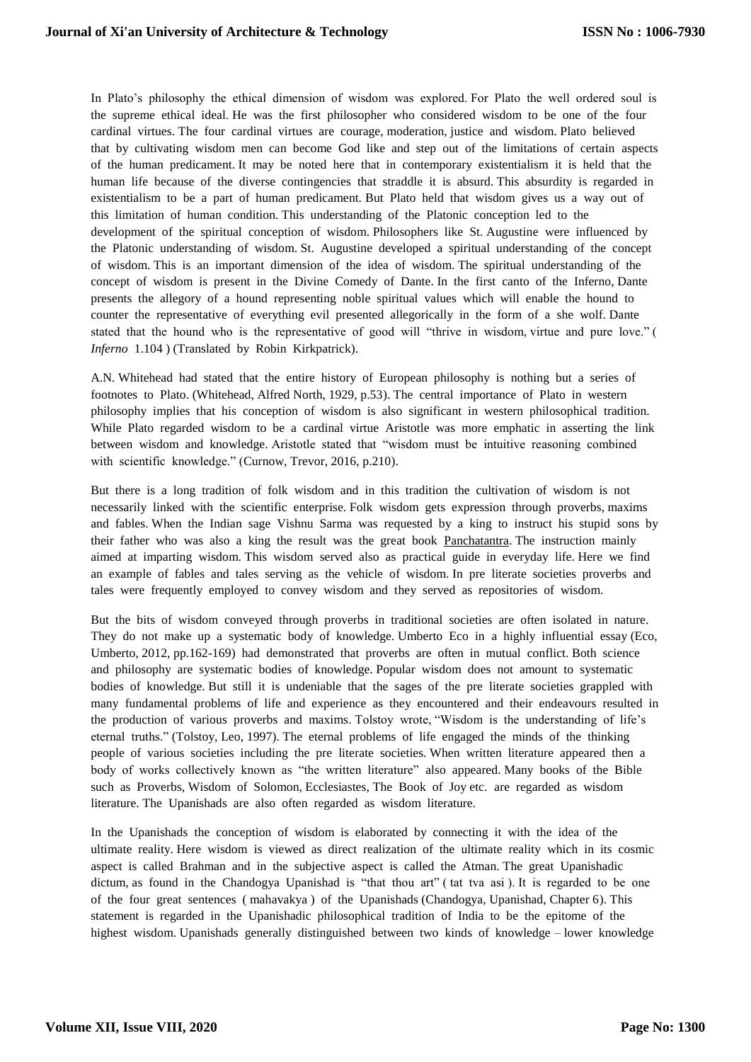In Plato's philosophy the ethical dimension of wisdom was explored. For Plato the well ordered soul is the supreme ethical ideal. He was the first philosopher who considered wisdom to be one of the four cardinal virtues. The four cardinal virtues are courage, moderation, justice and wisdom. Plato believed that by cultivating wisdom men can become God like and step out of the limitations of certain aspects of the human predicament. It may be noted here that in contemporary existentialism it is held that the human life because of the diverse contingencies that straddle it is absurd. This absurdity is regarded in existentialism to be a part of human predicament. But Plato held that wisdom gives us a way out of this limitation of human condition. This understanding of the Platonic conception led to the development of the spiritual conception of wisdom. Philosophers like St. Augustine were influenced by the Platonic understanding of wisdom. St. Augustine developed a spiritual understanding of the concept of wisdom. This is an important dimension of the idea of wisdom. The spiritual understanding of the concept of wisdom is present in the Divine Comedy of Dante. In the first canto of the Inferno, Dante presents the allegory of a hound representing noble spiritual values which will enable the hound to counter the representative of everything evil presented allegorically in the form of a she wolf. Dante stated that the hound who is the representative of good will "thrive in wisdom, virtue and pure love." ( *Inferno* 1.104 ) (Translated by Robin Kirkpatrick).

A.N. Whitehead had stated that the entire history of European philosophy is nothing but a series of footnotes to Plato. (Whitehead, Alfred North, 1929, p.53). The central importance of Plato in western philosophy implies that his conception of wisdom is also significant in western philosophical tradition. While Plato regarded wisdom to be a cardinal virtue Aristotle was more emphatic in asserting the link between wisdom and knowledge. Aristotle stated that "wisdom must be intuitive reasoning combined with scientific knowledge." (Curnow, Trevor, 2016, p.210).

But there is a long tradition of folk wisdom and in this tradition the cultivation of wisdom is not necessarily linked with the scientific enterprise. Folk wisdom gets expression through proverbs, maxims and fables. When the Indian sage Vishnu Sarma was requested by a king to instruct his stupid sons by their father who was also a king the result was the great book Panchatantra. The instruction mainly aimed at imparting wisdom. This wisdom served also as practical guide in everyday life. Here we find an example of fables and tales serving as the vehicle of wisdom. In pre literate societies proverbs and tales were frequently employed to convey wisdom and they served as repositories of wisdom.

But the bits of wisdom conveyed through proverbs in traditional societies are often isolated in nature. They do not make up a systematic body of knowledge. Umberto Eco in a highly influential essay (Eco, Umberto, 2012, pp.162-169) had demonstrated that proverbs are often in mutual conflict. Both science and philosophy are systematic bodies of knowledge. Popular wisdom does not amount to systematic bodies of knowledge. But still it is undeniable that the sages of the pre literate societies grappled with many fundamental problems of life and experience as they encountered and their endeavours resulted in the production of various proverbs and maxims. Tolstoy wrote, "Wisdom is the understanding of life's eternal truths." (Tolstoy, Leo, 1997). The eternal problems of life engaged the minds of the thinking people of various societies including the pre literate societies. When written literature appeared then a body of works collectively known as "the written literature" also appeared. Many books of the Bible such as Proverbs, Wisdom of Solomon, Ecclesiastes, The Book of Joy etc. are regarded as wisdom literature. The Upanishads are also often regarded as wisdom literature.

In the Upanishads the conception of wisdom is elaborated by connecting it with the idea of the ultimate reality. Here wisdom is viewed as direct realization of the ultimate reality which in its cosmic aspect is called Brahman and in the subjective aspect is called the Atman. The great Upanishadic dictum, as found in the Chandogya Upanishad is "that thou art" ( tat tva asi ). It is regarded to be one of the four great sentences ( mahavakya ) of the Upanishads (Chandogya, Upanishad, Chapter 6). This statement is regarded in the Upanishadic philosophical tradition of India to be the epitome of the highest wisdom. Upanishads generally distinguished between two kinds of knowledge – lower knowledge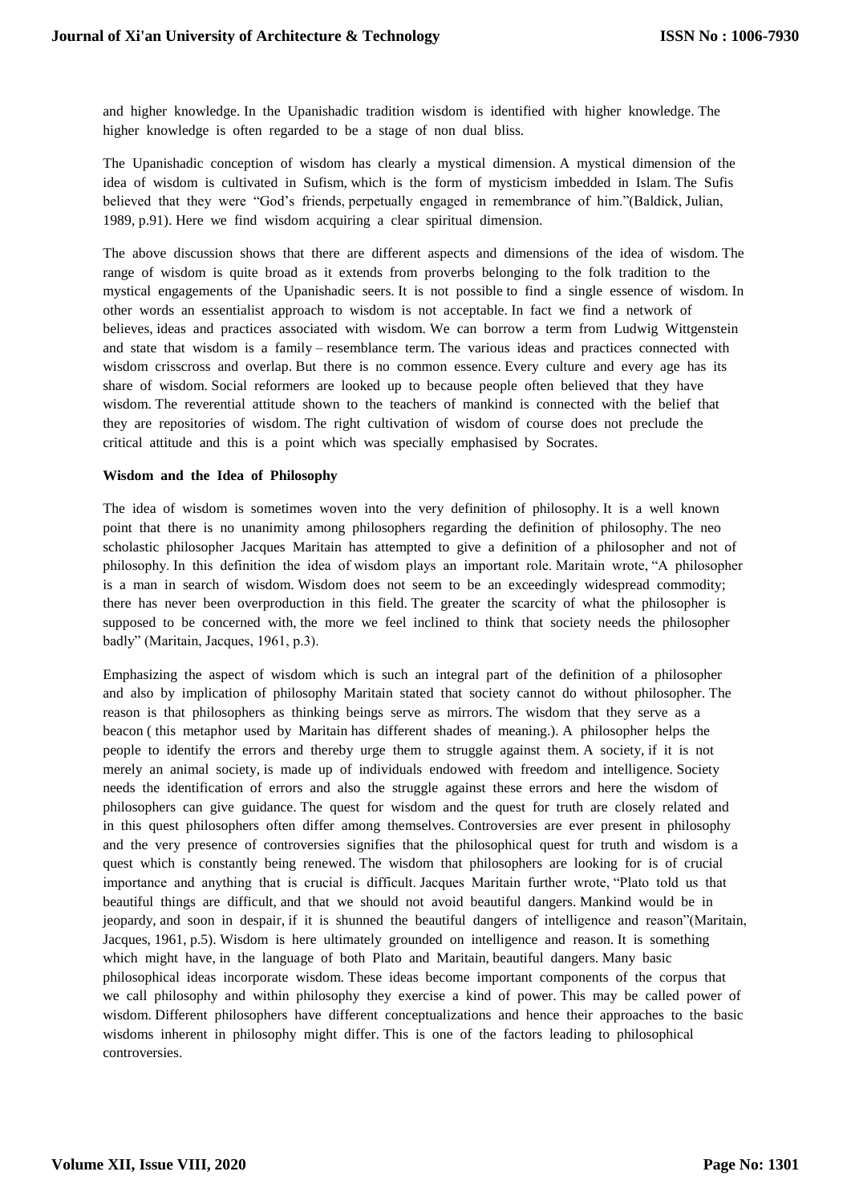and higher knowledge. In the Upanishadic tradition wisdom is identified with higher knowledge. The higher knowledge is often regarded to be a stage of non dual bliss.

The Upanishadic conception of wisdom has clearly a mystical dimension. A mystical dimension of the idea of wisdom is cultivated in Sufism, which is the form of mysticism imbedded in Islam. The Sufis believed that they were "God's friends, perpetually engaged in remembrance of him."(Baldick, Julian, 1989, p.91). Here we find wisdom acquiring a clear spiritual dimension.

The above discussion shows that there are different aspects and dimensions of the idea of wisdom. The range of wisdom is quite broad as it extends from proverbs belonging to the folk tradition to the mystical engagements of the Upanishadic seers. It is not possible to find a single essence of wisdom. In other words an essentialist approach to wisdom is not acceptable. In fact we find a network of believes, ideas and practices associated with wisdom. We can borrow a term from Ludwig Wittgenstein and state that wisdom is a family – resemblance term. The various ideas and practices connected with wisdom crisscross and overlap. But there is no common essence. Every culture and every age has its share of wisdom. Social reformers are looked up to because people often believed that they have wisdom. The reverential attitude shown to the teachers of mankind is connected with the belief that they are repositories of wisdom. The right cultivation of wisdom of course does not preclude the critical attitude and this is a point which was specially emphasised by Socrates.

**Wisdom and the Idea of Philosophy**

The idea of wisdom is sometimes woven into the very definition of philosophy. It is a well known point that there is no unanimity among philosophers regarding the definition of philosophy. The neo scholastic philosopher Jacques Maritain has attempted to give a definition of a philosopher and not of philosophy. In this definition the idea of wisdom plays an important role. Maritain wrote, "A philosopher is a man in search of wisdom. Wisdom does not seem to be an exceedingly widespread commodity; there has never been overproduction in this field. The greater the scarcity of what the philosopher is supposed to be concerned with, the more we feel inclined to think that society needs the philosopher badly" (Maritain, Jacques, 1961, p.3).

Emphasizing the aspect of wisdom which is such an integral part of the definition of a philosopher and also by implication of philosophy Maritain stated that society cannot do without philosopher. The reason is that philosophers as thinking beings serve as mirrors. The wisdom that they serve as a beacon ( this metaphor used by Maritain has different shades of meaning.). A philosopher helps the people to identify the errors and thereby urge them to struggle against them. A society, if it is not merely an animal society, is made up of individuals endowed with freedom and intelligence. Society needs the identification of errors and also the struggle against these errors and here the wisdom of philosophers can give guidance. The quest for wisdom and the quest for truth are closely related and in this quest philosophers often differ among themselves. Controversies are ever present in philosophy and the very presence of controversies signifies that the philosophical quest for truth and wisdom is a quest which is constantly being renewed. The wisdom that philosophers are looking for is of crucial importance and anything that is crucial is difficult. Jacques Maritain further wrote, "Plato told us that beautiful things are difficult, and that we should not avoid beautiful dangers. Mankind would be in jeopardy, and soon in despair, if it is shunned the beautiful dangers of intelligence and reason"(Maritain, Jacques, 1961, p.5). Wisdom is here ultimately grounded on intelligence and reason. It is something which might have, in the language of both Plato and Maritain, beautiful dangers. Many basic philosophical ideas incorporate wisdom. These ideas become important components of the corpus that we call philosophy and within philosophy they exercise a kind of power. This may be called power of wisdom. Different philosophers have different conceptualizations and hence their approaches to the basic wisdoms inherent in philosophy might differ. This is one of the factors leading to philosophical controversies.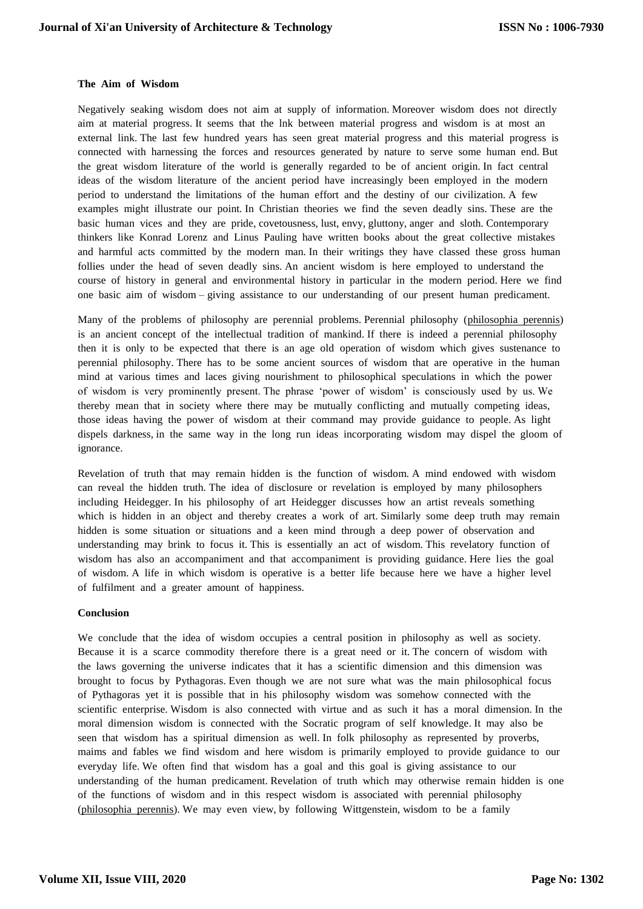**The Aim of Wisdom**

Negatively seaking wisdom does not aim at supply of information. Moreover wisdom does not directly aim at material progress. It seems that the lnk between material progress and wisdom is at most an external link. The last few hundred years has seen great material progress and this material progress is connected with harnessing the forces and resources generated by nature to serve some human end. But the great wisdom literature of the world is generally regarded to be of ancient origin. In fact central ideas of the wisdom literature of the ancient period have increasingly been employed in the modern period to understand the limitations of the human effort and the destiny of our civilization. A few examples might illustrate our point. In Christian theories we find the seven deadly sins. These are the basic human vices and they are pride, covetousness, lust, envy, gluttony, anger and sloth. Contemporary thinkers like Konrad Lorenz and Linus Pauling have written books about the great collective mistakes and harmful acts committed by the modern man. In their writings they have classed these gross human follies under the head of seven deadly sins. An ancient wisdom is here employed to understand the course of history in general and environmental history in particular in the modern period. Here we find one basic aim of wisdom – giving assistance to our understanding of our present human predicament.

Many of the problems of philosophy are perennial problems. Perennial philosophy (philosophia perennis) is an ancient concept of the intellectual tradition of mankind. If there is indeed a perennial philosophy then it is only to be expected that there is an age old operation of wisdom which gives sustenance to perennial philosophy. There has to be some ancient sources of wisdom that are operative in the human mind at various times and laces giving nourishment to philosophical speculations in which the power of wisdom is very prominently present. The phrase 'power of wisdom' is consciously used by us. We thereby mean that in society where there may be mutually conflicting and mutually competing ideas, those ideas having the power of wisdom at their command may provide guidance to people. As light dispels darkness, in the same way in the long run ideas incorporating wisdom may dispel the gloom of ignorance.

Revelation of truth that may remain hidden is the function of wisdom. A mind endowed with wisdom can reveal the hidden truth. The idea of disclosure or revelation is employed by many philosophers including Heidegger. In his philosophy of art Heidegger discusses how an artist reveals something which is hidden in an object and thereby creates a work of art. Similarly some deep truth may remain hidden is some situation or situations and a keen mind through a deep power of observation and understanding may brink to focus it. This is essentially an act of wisdom. This revelatory function of wisdom has also an accompaniment and that accompaniment is providing guidance. Here lies the goal of wisdom. A life in which wisdom is operative is a better life because here we have a higher level of fulfilment and a greater amount of happiness.

**Conclusion**

We conclude that the idea of wisdom occupies a central position in philosophy as well as society. Because it is a scarce commodity therefore there is a great need or it. The concern of wisdom with the laws governing the universe indicates that it has a scientific dimension and this dimension was brought to focus by Pythagoras. Even though we are not sure what was the main philosophical focus of Pythagoras yet it is possible that in his philosophy wisdom was somehow connected with the scientific enterprise. Wisdom is also connected with virtue and as such it has a moral dimension. In the moral dimension wisdom is connected with the Socratic program of self knowledge. It may also be seen that wisdom has a spiritual dimension as well. In folk philosophy as represented by proverbs, maims and fables we find wisdom and here wisdom is primarily employed to provide guidance to our everyday life. We often find that wisdom has a goal and this goal is giving assistance to our understanding of the human predicament. Revelation of truth which may otherwise remain hidden is one of the functions of wisdom and in this respect wisdom is associated with perennial philosophy (philosophia perennis). We may even view, by following Wittgenstein, wisdom to be a family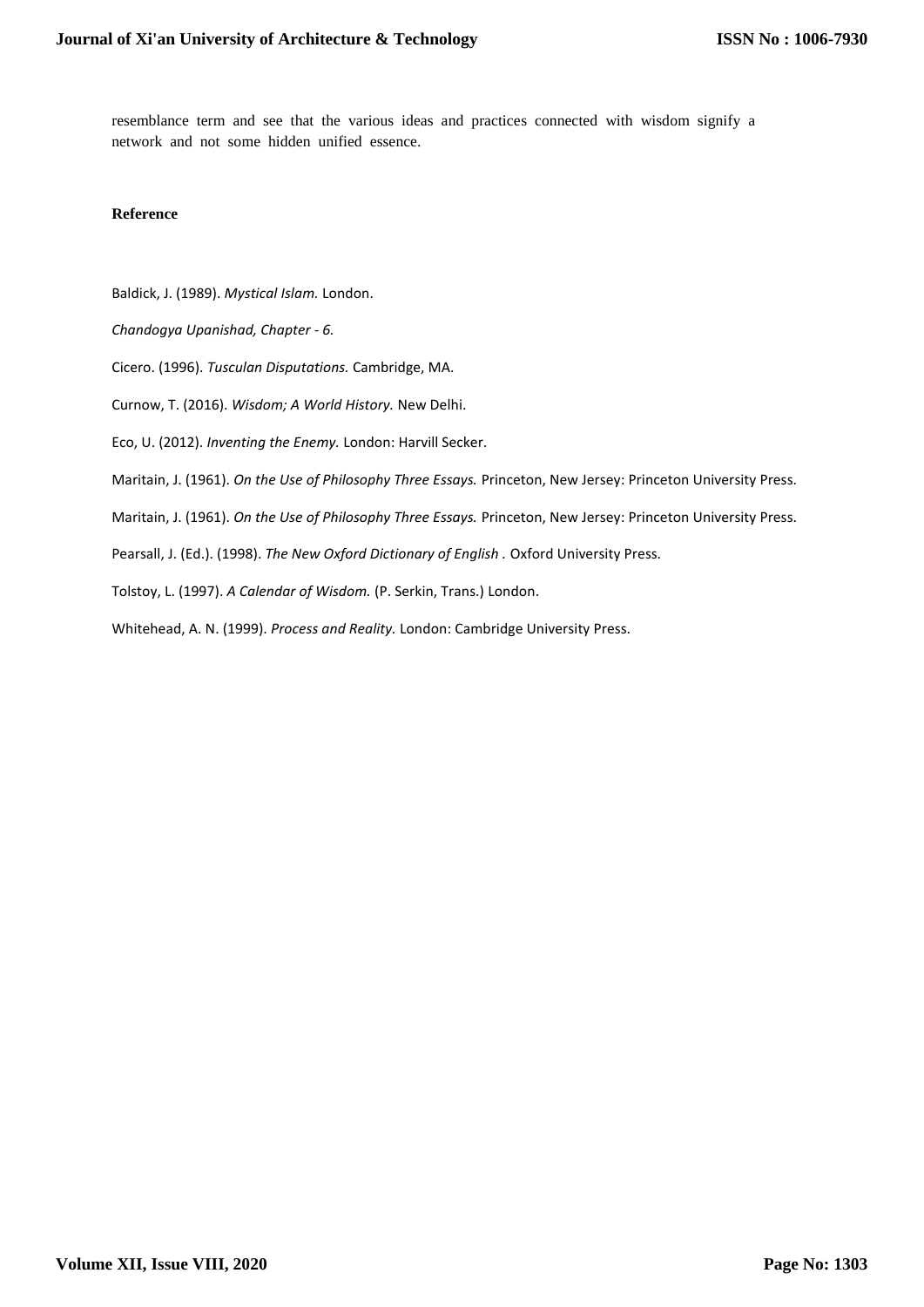resemblance term and see that the various ideas and practices connected with wisdom signify a network and not some hidden unified essence.

**Reference**

Baldick, J. (1989). *Mystical Islam.* London.

*Chandogya Upanishad, Chapter - 6.*

Cicero. (1996). *Tusculan Disputations.* Cambridge, MA.

Curnow, T. (2016). *Wisdom; A World History.* New Delhi.

Eco, U. (2012). *Inventing the Enemy.* London: Harvill Secker.

Maritain, J. (1961). *On the Use of Philosophy Three Essays.* Princeton, New Jersey: Princeton University Press.

Maritain, J. (1961). *On the Use of Philosophy Three Essays.* Princeton, New Jersey: Princeton University Press.

Pearsall, J. (Ed.). (1998). *The New Oxford Dictionary of English .* Oxford University Press.

Tolstoy, L. (1997). *A Calendar of Wisdom.* (P. Serkin, Trans.) London.

Whitehead, A. N. (1999). *Process and Reality.* London: Cambridge University Press.